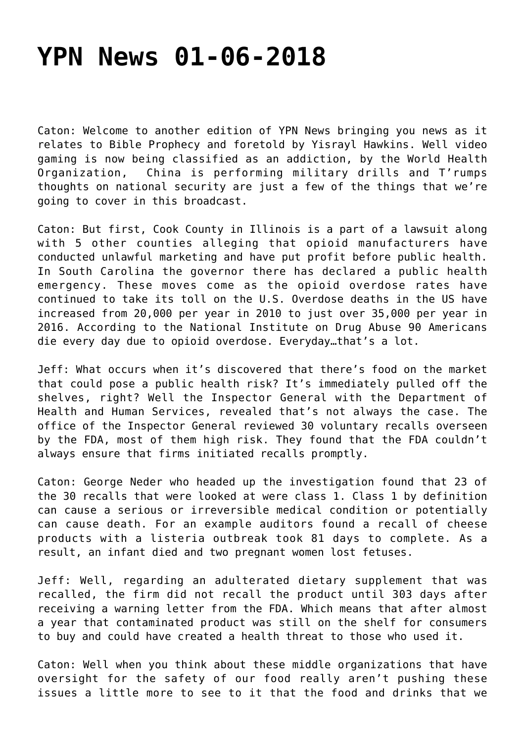# YPN News 01-06-2018

Caton: Welcome to another edition of YPN News bringing you news as it relates to Bible Prophecy and foretold by Yisrayl Hawkins. Well video gaming is now being classified as an addiction, by the World Health Organization, China is performing military drills and T'rumps thoughts on national security are just a few of the things that we're going to cover in this broadcast.

Caton: But first, Cook County in Illinois is a part of a lawsuit along with 5 other counties alleging that opioid manufacturers have conducted unlawful marketing and have put profit before public health. In South Carolina the governor there has declared a public health emergency. These moves come as the opioid overdose rates have continued to take its toll on the U.S. Overdose deaths in the US have increased from 20,000 per year in 2010 to just over 35,000 per year in 2016. According to the National Institute on Drug Abuse 90 Americans die every day due to opioid overdose. Everyday…that's a lot.

Jeff: What occurs when it's discovered that there's food on the market that could pose a public health risk? It's immediately pulled off the shelves, right? Well the Inspector General with the Department of Health and Human Services, revealed that's not always the case. The office of the Inspector General reviewed 30 voluntary recalls overseen by the FDA, most of them high risk. They found that the FDA couldn't always ensure that firms initiated recalls promptly.

Caton: George Neder who headed up the investigation found that 23 of the 30 recalls that were looked at were class 1. Class 1 by definition can cause a serious or irreversible medical condition or potentially can cause death. For an example auditors found a recall of cheese products with a listeria outbreak took 81 days to complete. As a result, an infant died and two pregnant women lost fetuses.

Jeff: Well, regarding an adulterated dietary supplement that was recalled, the firm did not recall the product until 303 days after receiving a warning letter from the FDA. Which means that after almost a year that contaminated product was still on the shelf for consumers to buy and could have created a health threat to those who used it.

Caton: Well when you think about these middle organizations that have oversight for the safety of our food really aren't pushing these issues a little more to see to it that the food and drinks that we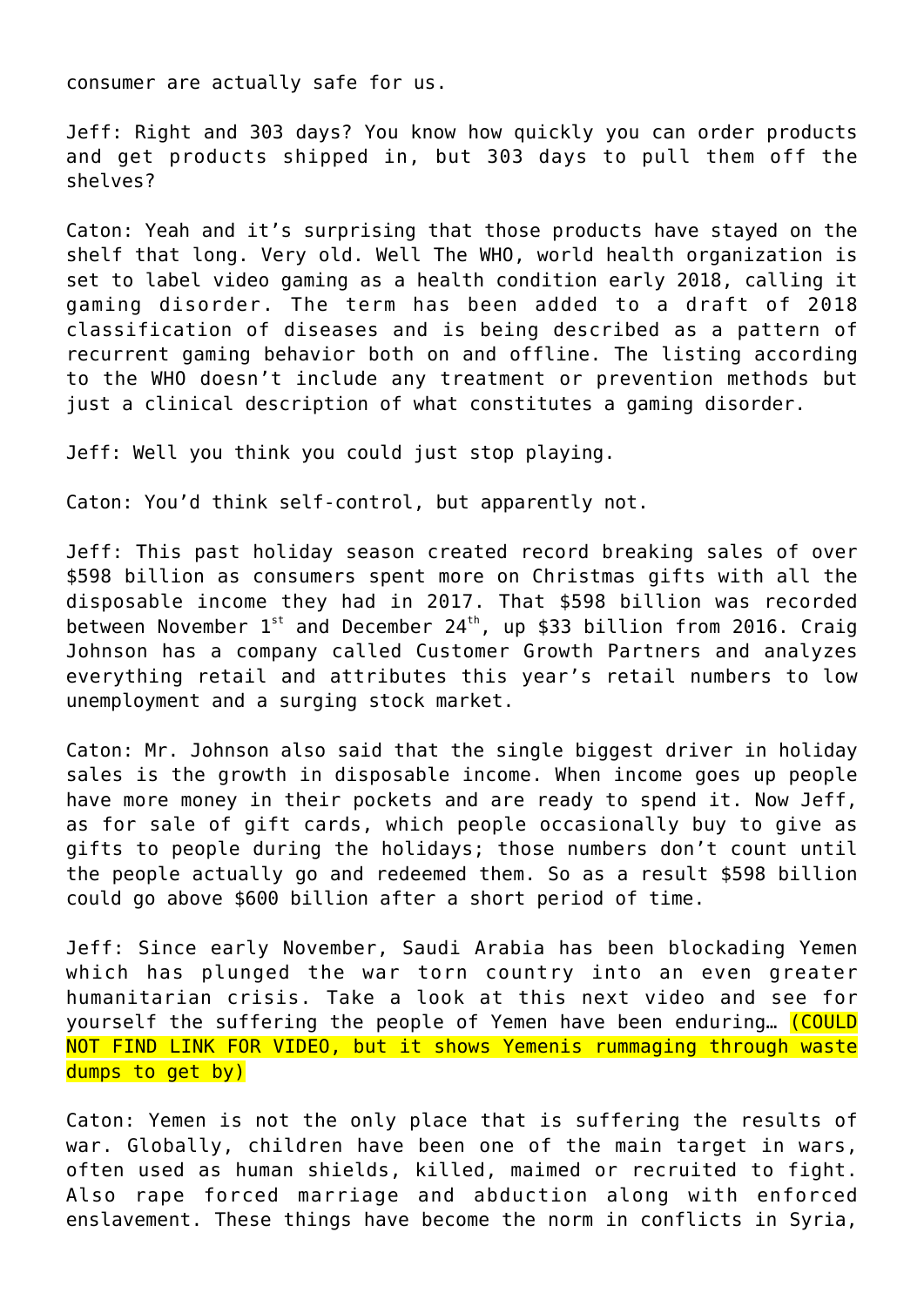consumer are actually safe for us.

Jeff: Right and 303 days? You know how quickly you can order products and get products shipped in, but 303 days to pull them off the shelves?

Caton: Yeah and it's surprising that those products have stayed on the shelf that long. Very old. Well The WHO, world health organization is set to label video gaming as a health condition early 2018, calling it gaming disorder. The term has been added to a draft of 2018 classification of diseases and is being described as a pattern of recurrent gaming behavior both on and offline. The listing according to the WHO doesn't include any treatment or prevention methods but just a clinical description of what constitutes a gaming disorder.

Jeff: Well you think you could just stop playing.

Caton: You'd think self-control, but apparently not.

Jeff: This past holiday season created record breaking sales of over $598 billion as consumers spent more on Christmas gifts with all the disposable income they had in 2017. That $598 billion was recorded between November 1st and December 24th, up $33 billion from 2016. Craig Johnson has a company called Customer Growth Partners and analyzes everything retail and attributes this year's retail numbers to low unemployment and a surging stock market.

Caton: Mr. Johnson also said that the single biggest driver in holiday sales is the growth in disposable income. When income goes up people have more money in their pockets and are ready to spend it. Now Jeff, as for sale of gift cards, which people occasionally buy to give as gifts to people during the holidays; those numbers don't count until the people actually go and redeemed them. So as a result $598 billion could go above $600 billion after a short period of time.

Jeff: Since early November, Saudi Arabia has been blockading Yemen which has plunged the war torn country into an even greater humanitarian crisis. Take a look at this next video and see for yourself the suffering the people of Yemen have been enduring… (COULD NOT FIND LINK FOR VIDEO, but it shows Yemenis rummaging through waste dumps to get by)

Caton: Yemen is not the only place that is suffering the results of war. Globally, children have been one of the main target in wars, often used as human shields, killed, maimed or recruited to fight. Also rape forced marriage and abduction along with enforced enslavement. These things have become the norm in conflicts in Syria,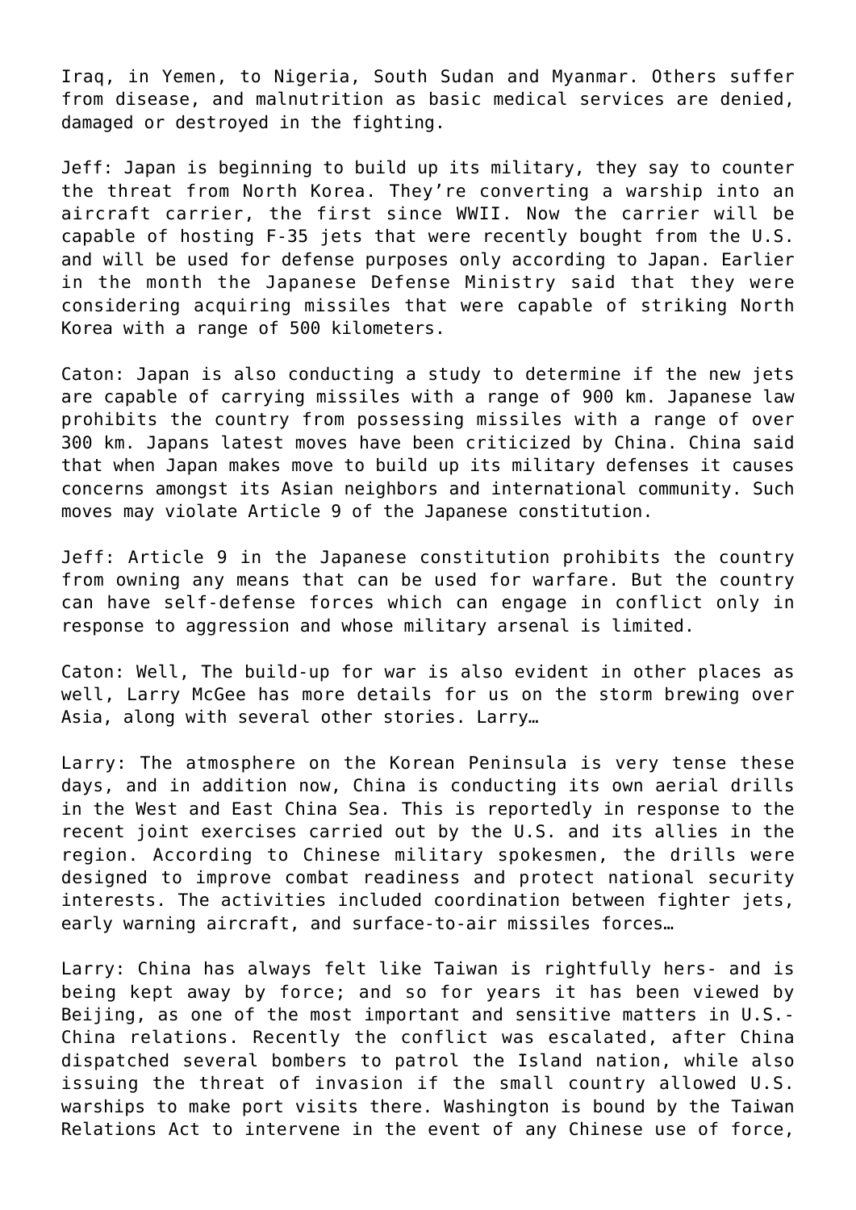Iraq, in Yemen, to Nigeria, South Sudan and Myanmar. Others suffer from disease, and malnutrition as basic medical services are denied, damaged or destroyed in the fighting.

Jeff: Japan is beginning to build up its military, they say to counter the threat from North Korea. They're converting a warship into an aircraft carrier, the first since WWII. Now the carrier will be capable of hosting F-35 jets that were recently bought from the U.S. and will be used for defense purposes only according to Japan. Earlier in the month the Japanese Defense Ministry said that they were considering acquiring missiles that were capable of striking North Korea with a range of 500 kilometers.

Caton: Japan is also conducting a study to determine if the new jets are capable of carrying missiles with a range of 900 km. Japanese law prohibits the country from possessing missiles with a range of over 300 km. Japans latest moves have been criticized by China. China said that when Japan makes move to build up its military defenses it causes concerns amongst its Asian neighbors and international community. Such moves may violate Article 9 of the Japanese constitution.

Jeff: Article 9 in the Japanese constitution prohibits the country from owning any means that can be used for warfare. But the country can have self-defense forces which can engage in conflict only in response to aggression and whose military arsenal is limited.

Caton: Well, The build-up for war is also evident in other places as well, Larry McGee has more details for us on the storm brewing over Asia, along with several other stories. Larry…

Larry: The atmosphere on the Korean Peninsula is very tense these days, and in addition now, China is conducting its own aerial drills in the West and East China Sea. This is reportedly in response to the recent joint exercises carried out by the U.S. and its allies in the region. According to Chinese military spokesmen, the drills were designed to improve combat readiness and protect national security interests. The activities included coordination between fighter jets, early warning aircraft, and surface-to-air missiles forces…

Larry: China has always felt like Taiwan is rightfully hers- and is being kept away by force; and so for years it has been viewed by Beijing, as one of the most important and sensitive matters in U.S.-China relations. Recently the conflict was escalated, after China dispatched several bombers to patrol the Island nation, while also issuing the threat of invasion if the small country allowed U.S. warships to make port visits there. Washington is bound by the Taiwan Relations Act to intervene in the event of any Chinese use of force,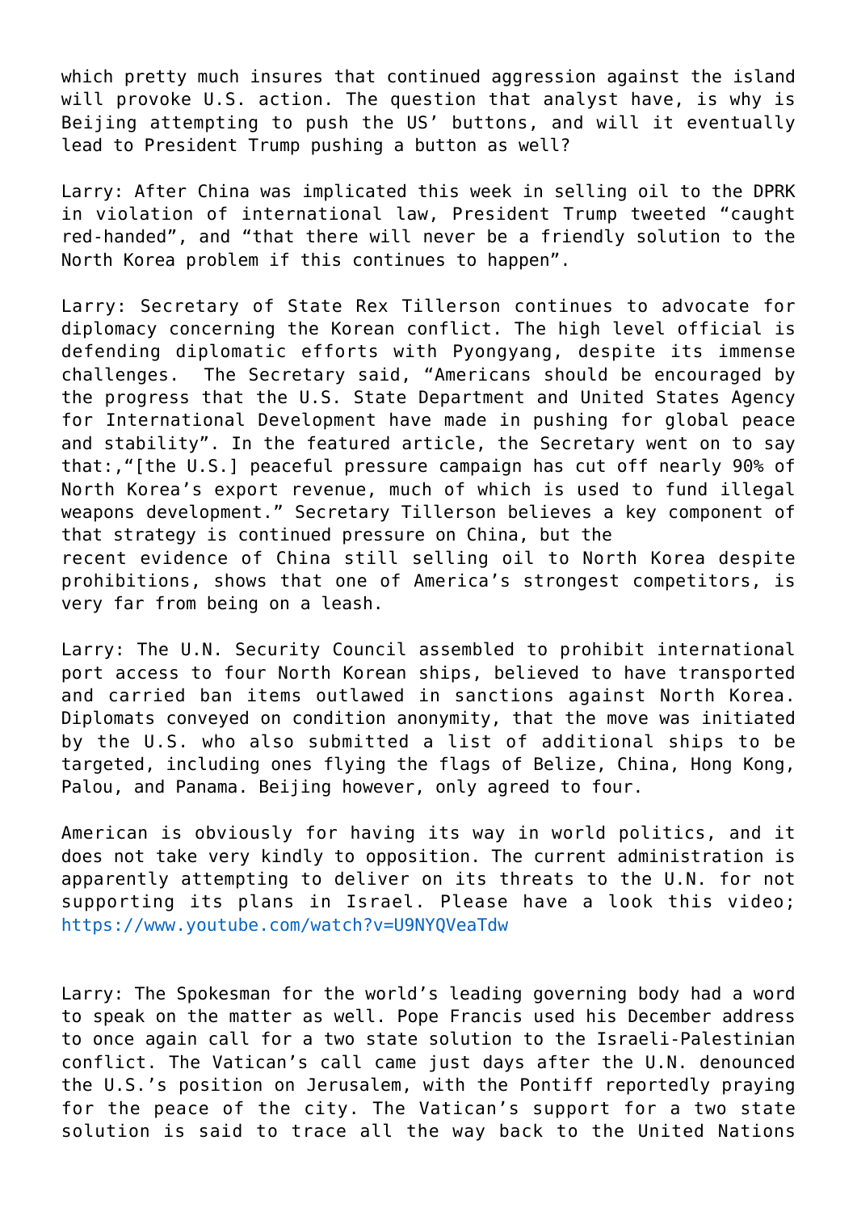which pretty much insures that continued aggression against the island will provoke U.S. action. The question that analyst have, is why is Beijing attempting to push the US' buttons, and will it eventually lead to President Trump pushing a button as well?

Larry: After China was implicated this week in selling oil to the DPRK in violation of international law, President Trump tweeted "caught red-handed", and "that there will never be a friendly solution to the North Korea problem if this continues to happen".

Larry: Secretary of State Rex Tillerson continues to advocate for diplomacy concerning the Korean conflict. The high level official is defending diplomatic efforts with Pyongyang, despite its immense challenges. The Secretary said, "Americans should be encouraged by the progress that the U.S. State Department and United States Agency for International Development have made in pushing for global peace and stability". In the featured article, the Secretary went on to say that:,"[the U.S.] peaceful pressure campaign has cut off nearly 90% of North Korea's export revenue, much of which is used to fund illegal weapons development." Secretary Tillerson believes a key component of that strategy is continued pressure on China, but the recent evidence of China still selling oil to North Korea despite prohibitions, shows that one of America's strongest competitors, is very far from being on a leash.

Larry: The U.N. Security Council assembled to prohibit international port access to four North Korean ships, believed to have transported and carried ban items outlawed in sanctions against North Korea. Diplomats conveyed on condition anonymity, that the move was initiated by the U.S. who also submitted a list of additional ships to be targeted, including ones flying the flags of Belize, China, Hong Kong, Palou, and Panama. Beijing however, only agreed to four.

American is obviously for having its way in world politics, and it does not take very kindly to opposition. The current administration is apparently attempting to deliver on its threats to the U.N. for not supporting its plans in Israel. Please have a look this video; https://www.youtube.com/watch?v=U9NYQVeaTdw

Larry: The Spokesman for the world's leading governing body had a word to speak on the matter as well. Pope Francis used his December address to once again call for a two state solution to the Israeli-Palestinian conflict. The Vatican's call came just days after the U.N. denounced the U.S.'s position on Jerusalem, with the Pontiff reportedly praying for the peace of the city. The Vatican's support for a two state solution is said to trace all the way back to the United Nations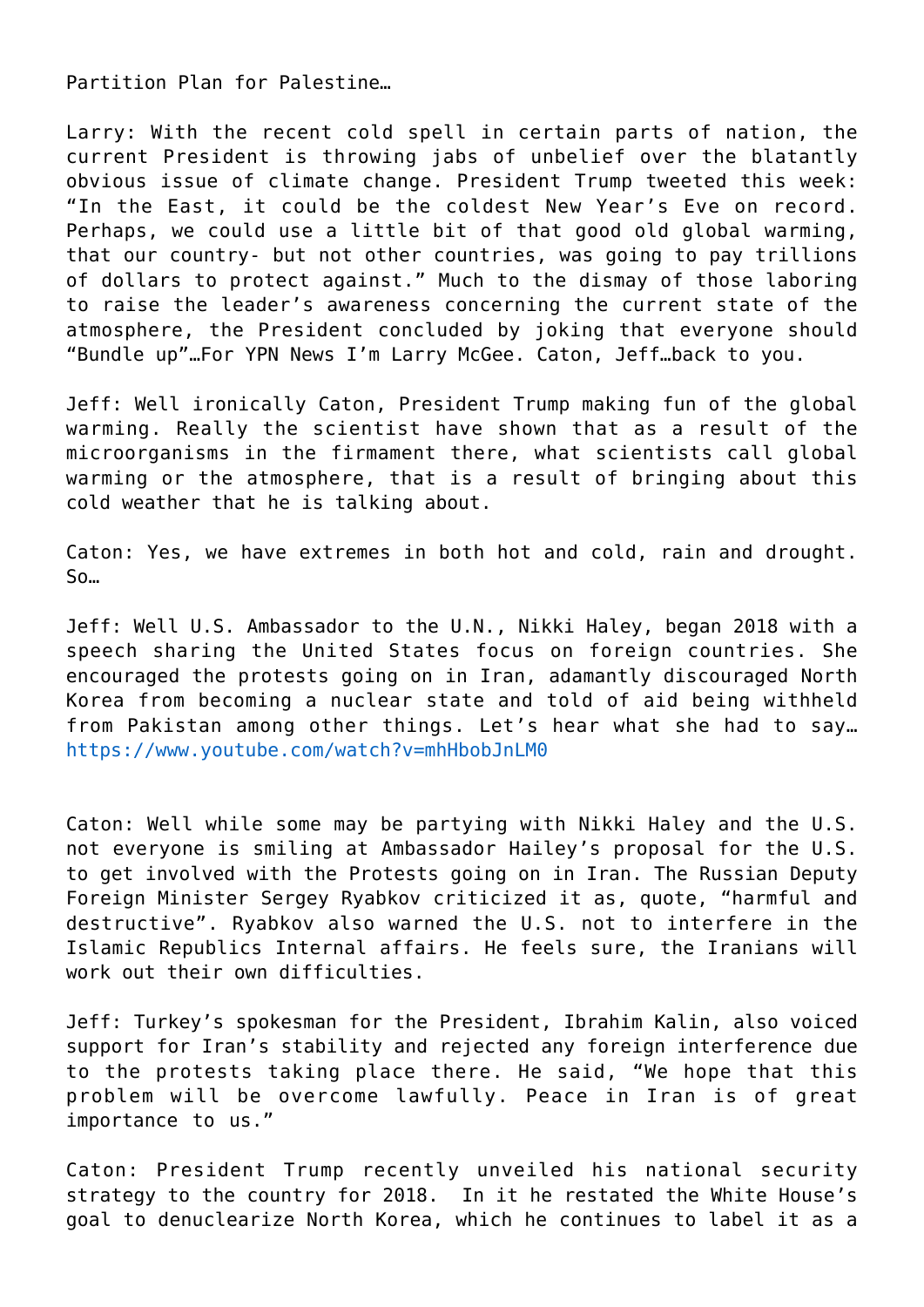Partition Plan for Palestine…

Larry: With the recent cold spell in certain parts of nation, the current President is throwing jabs of unbelief over the blatantly obvious issue of climate change. President Trump tweeted this week: "In the East, it could be the coldest New Year's Eve on record. Perhaps, we could use a little bit of that good old global warming, that our country- but not other countries, was going to pay trillions of dollars to protect against." Much to the dismay of those laboring to raise the leader's awareness concerning the current state of the atmosphere, the President concluded by joking that everyone should "Bundle up"…For YPN News I'm Larry McGee. Caton, Jeff…back to you.

Jeff: Well ironically Caton, President Trump making fun of the global warming. Really the scientist have shown that as a result of the microorganisms in the firmament there, what scientists call global warming or the atmosphere, that is a result of bringing about this cold weather that he is talking about.

Caton: Yes, we have extremes in both hot and cold, rain and drought. So…

Jeff: Well U.S. Ambassador to the U.N., Nikki Haley, began 2018 with a speech sharing the United States focus on foreign countries. She encouraged the protests going on in Iran, adamantly discouraged North Korea from becoming a nuclear state and told of aid being withheld from Pakistan among other things. Let's hear what she had to say… https://www.youtube.com/watch?v=mhHbobJnLM0

Caton: Well while some may be partying with Nikki Haley and the U.S. not everyone is smiling at Ambassador Hailey's proposal for the U.S. to get involved with the Protests going on in Iran. The Russian Deputy Foreign Minister Sergey Ryabkov criticized it as, quote, "harmful and destructive". Ryabkov also warned the U.S. not to interfere in the Islamic Republics Internal affairs. He feels sure, the Iranians will work out their own difficulties.

Jeff: Turkey's spokesman for the President, Ibrahim Kalin, also voiced support for Iran's stability and rejected any foreign interference due to the protests taking place there. He said, "We hope that this problem will be overcome lawfully. Peace in Iran is of great importance to us."

Caton: President Trump recently unveiled his national security strategy to the country for 2018. In it he restated the White House's goal to denuclearize North Korea, which he continues to label it as a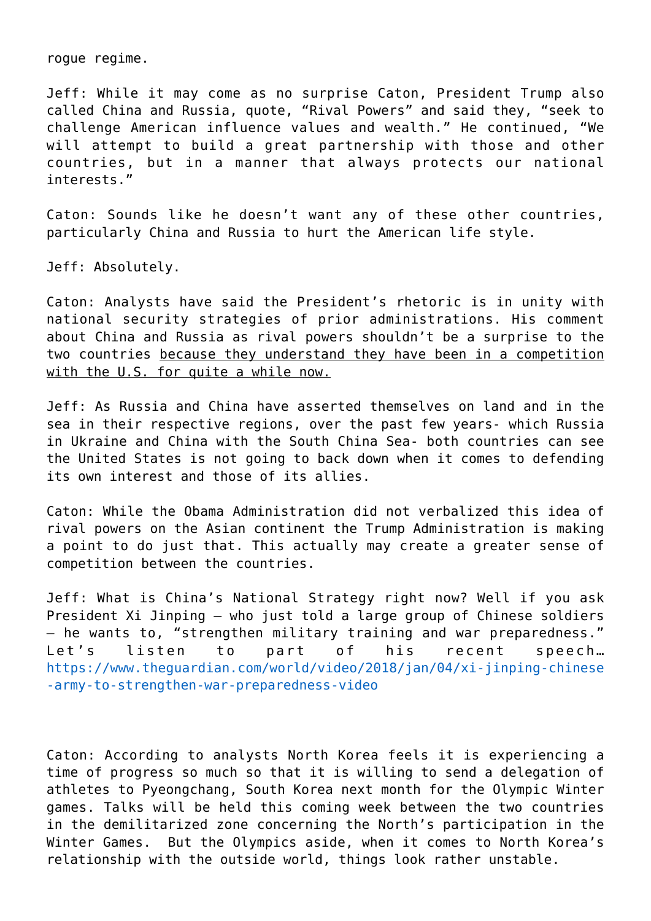rogue regime.

Jeff: While it may come as no surprise Caton, President Trump also called China and Russia, quote, “Rival Powers” and said they, “seek to challenge American influence values and wealth.” He continued, “We will attempt to build a great partnership with those and other countries, but in a manner that always protects our national interests.”

Caton: Sounds like he doesn’t want any of these other countries, particularly China and Russia to hurt the American life style.

Jeff: Absolutely.

Caton: Analysts have said the President’s rhetoric is in unity with national security strategies of prior administrations. His comment about China and Russia as rival powers shouldn’t be a surprise to the two countries <u>because they understand they have been in a competition with the U.S. for quite a while now.</u>

Jeff: As Russia and China have asserted themselves on land and in the sea in their respective regions, over the past few years- which Russia in Ukraine and China with the South China Sea- both countries can see the United States is not going to back down when it comes to defending its own interest and those of its allies.

Caton: While the Obama Administration did not verbalized this idea of rival powers on the Asian continent the Trump Administration is making a point to do just that. This actually may create a greater sense of competition between the countries.

Jeff: What is China’s National Strategy right now? Well if you ask President Xi Jinping – who just told a large group of Chinese soldiers – he wants to, “strengthen military training and war preparedness.” Let’s listen to part of his recent speech… https://www.theguardian.com/world/video/2018/jan/04/xi-jinping-chinese-army-to-strengthen-war-preparedness-video

Caton: According to analysts North Korea feels it is experiencing a time of progress so much so that it is willing to send a delegation of athletes to Pyeongchang, South Korea next month for the Olympic Winter games. Talks will be held this coming week between the two countries in the demilitarized zone concerning the North’s participation in the Winter Games. But the Olympics aside, when it comes to North Korea’s relationship with the outside world, things look rather unstable.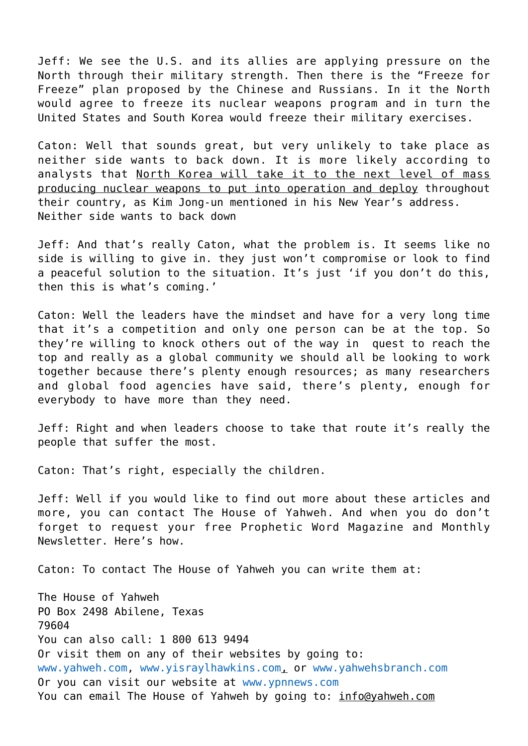Jeff: We see the U.S. and its allies are applying pressure on the North through their military strength. Then there is the "Freeze for Freeze" plan proposed by the Chinese and Russians. In it the North would agree to freeze its nuclear weapons program and in turn the United States and South Korea would freeze their military exercises.

Caton: Well that sounds great, but very unlikely to take place as neither side wants to back down. It is more likely according to analysts that North Korea will take it to the next level of mass producing nuclear weapons to put into operation and deploy throughout their country, as Kim Jong-un mentioned in his New Year's address. Neither side wants to back down

Jeff: And that's really Caton, what the problem is. It seems like no side is willing to give in. they just won't compromise or look to find a peaceful solution to the situation. It's just 'if you don't do this, then this is what's coming.'

Caton: Well the leaders have the mindset and have for a very long time that it's a competition and only one person can be at the top. So they're willing to knock others out of the way in quest to reach the top and really as a global community we should all be looking to work together because there's plenty enough resources; as many researchers and global food agencies have said, there's plenty, enough for everybody to have more than they need.

Jeff: Right and when leaders choose to take that route it's really the people that suffer the most.

Caton: That's right, especially the children.

Jeff: Well if you would like to find out more about these articles and more, you can contact The House of Yahweh. And when you do don't forget to request your free Prophetic Word Magazine and Monthly Newsletter. Here's how.

Caton: To contact The House of Yahweh you can write them at:

The House of Yahweh
PO Box 2498 Abilene, Texas
79604
You can also call: 1 800 613 9494
Or visit them on any of their websites by going to:
www.yahweh.com, www.yisraylhawkins.com, or www.yahwehsbranch.com
Or you can visit our website at www.ypnnews.com
You can email The House of Yahweh by going to: info@yahweh.com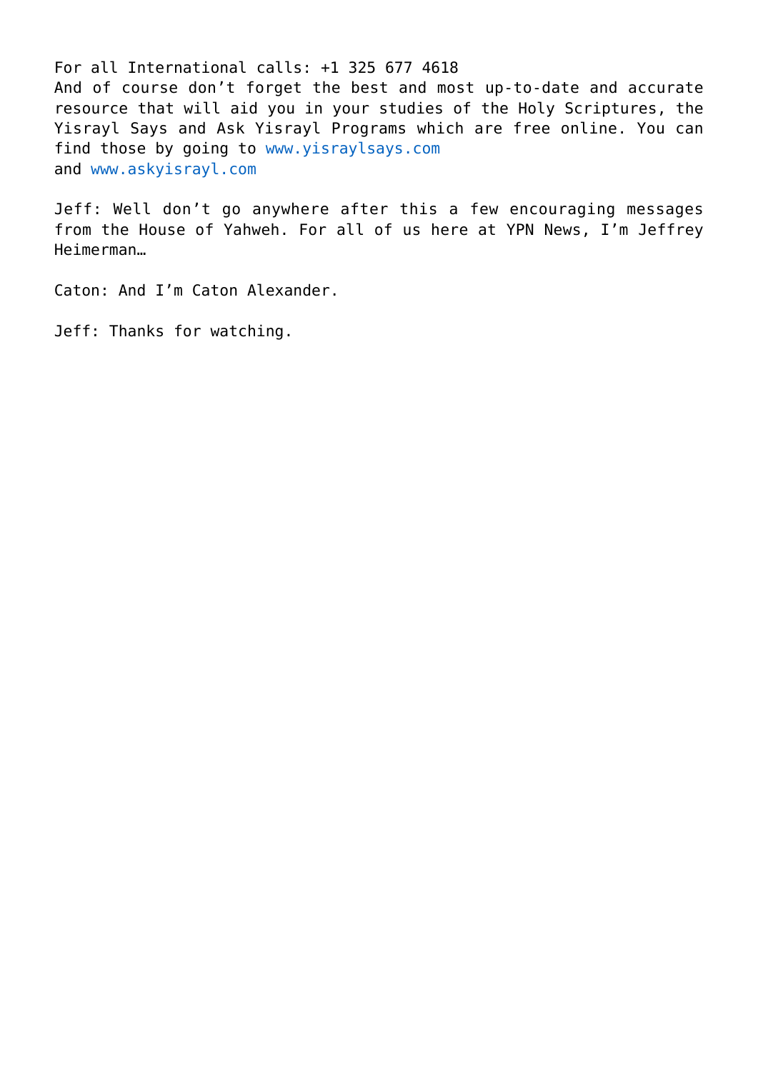For all International calls: +1 325 677 4618
And of course don't forget the best and most up-to-date and accurate resource that will aid you in your studies of the Holy Scriptures, the Yisrayl Says and Ask Yisrayl Programs which are free online. You can find those by going to www.yisraylsays.com
and www.askyisrayl.com

Jeff: Well don't go anywhere after this a few encouraging messages from the House of Yahweh. For all of us here at YPN News, I'm Jeffrey Heimerman…

Caton: And I'm Caton Alexander.

Jeff: Thanks for watching.